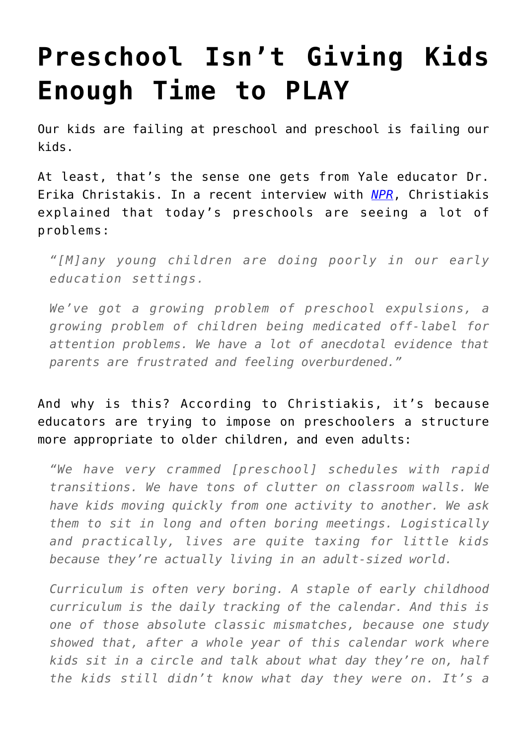# Preschool Isn't Giving Kids Enough Time to PLAY

Our kids are failing at preschool and preschool is failing our kids.

At least, that's the sense one gets from Yale educator Dr. Erika Christakis. In a recent interview with [*NPR*](), Christiakis explained that today's preschools are seeing a lot of problems:

> *"[M]any young children are doing poorly in our early education settings.*
>
> *We've got a growing problem of preschool expulsions, a growing problem of children being medicated off-label for attention problems. We have a lot of anecdotal evidence that parents are frustrated and feeling overburdened."*

And why is this? According to Christiakis, it's because educators are trying to impose on preschoolers a structure more appropriate to older children, and even adults:

> *"We have very crammed [preschool] schedules with rapid transitions. We have tons of clutter on classroom walls. We have kids moving quickly from one activity to another. We ask them to sit in long and often boring meetings. Logistically and practically, lives are quite taxing for little kids because they're actually living in an adult-sized world.*
>
> *Curriculum is often very boring. A staple of early childhood curriculum is the daily tracking of the calendar. And this is one of those absolute classic mismatches, because one study showed that, after a whole year of this calendar work where kids sit in a circle and talk about what day they're on, half the kids still didn't know what day they were on. It's a*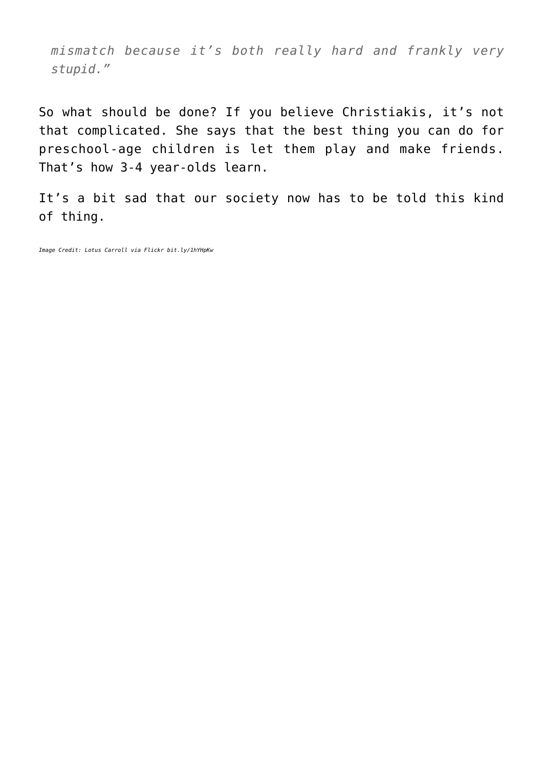> *mismatch because it's both really hard and frankly very stupid."*

So what should be done? If you believe Christiakis, it's not that complicated. She says that the best thing you can do for preschool-age children is let them play and make friends. That's how 3-4 year-olds learn.

It's a bit sad that our society now has to be told this kind of thing.

*Image Credit: Lotus Carroll via Flickr bit.ly/1hYHpKw*